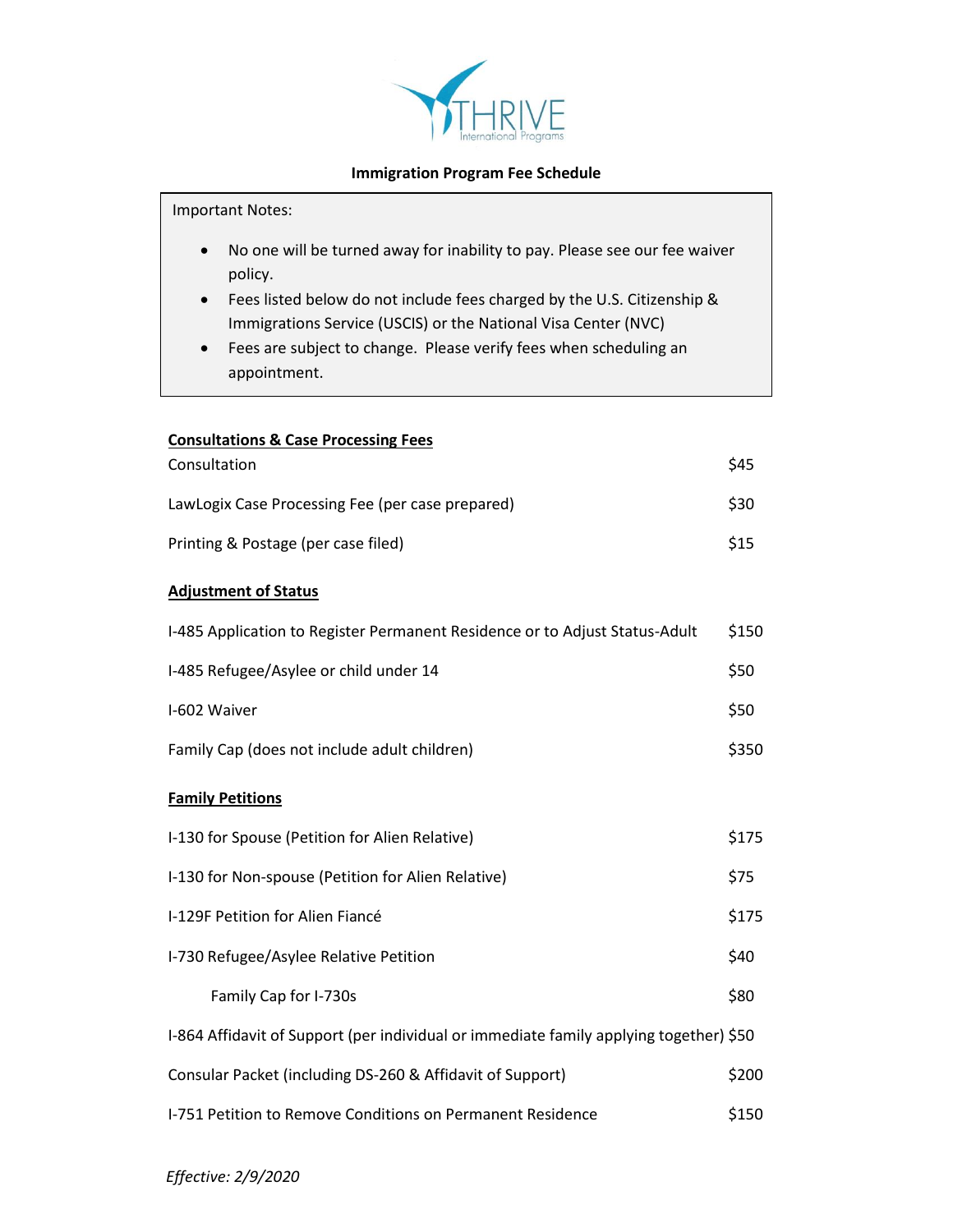THRIVE International Programs

## Immigration Program Fee Schedule

Important Notes:

- No one will be turned away for inability to pay. Please see our fee waiver policy.
- Fees listed below do not include fees charged by the U.S. Citizenship & Immigrations Service (USCIS) or the National Visa Center (NVC)
- Fees are subject to change. Please verify fees when scheduling an appointment.

### Consultations & Case Processing Fees

| | |
|---|---|
| Consultation | $45 |
| LawLogix Case Processing Fee (per case prepared) | $30 |
| Printing & Postage (per case filed) | $15 |

### Adjustment of Status

| | |
|---|---|
| I-485 Application to Register Permanent Residence or to Adjust Status-Adult | $150 |
| I-485 Refugee/Asylee or child under 14 | $50 |
| I-602 Waiver | $50 |
| Family Cap (does not include adult children) | $350 |

### Family Petitions

| | |
|---|---|
| I-130 for Spouse (Petition for Alien Relative) | $175 |
| I-130 for Non-spouse (Petition for Alien Relative) | $75 |
| I-129F Petition for Alien Fiancé | $175 |
| I-730 Refugee/Asylee Relative Petition | $40 |
| Family Cap for I-730s | $80 |
| I-864 Affidavit of Support (per individual or immediate family applying together) | $50 |
| Consular Packet (including DS-260 & Affidavit of Support) | $200 |
| I-751 Petition to Remove Conditions on Permanent Residence | $150 |

*Effective: 2/9/2020*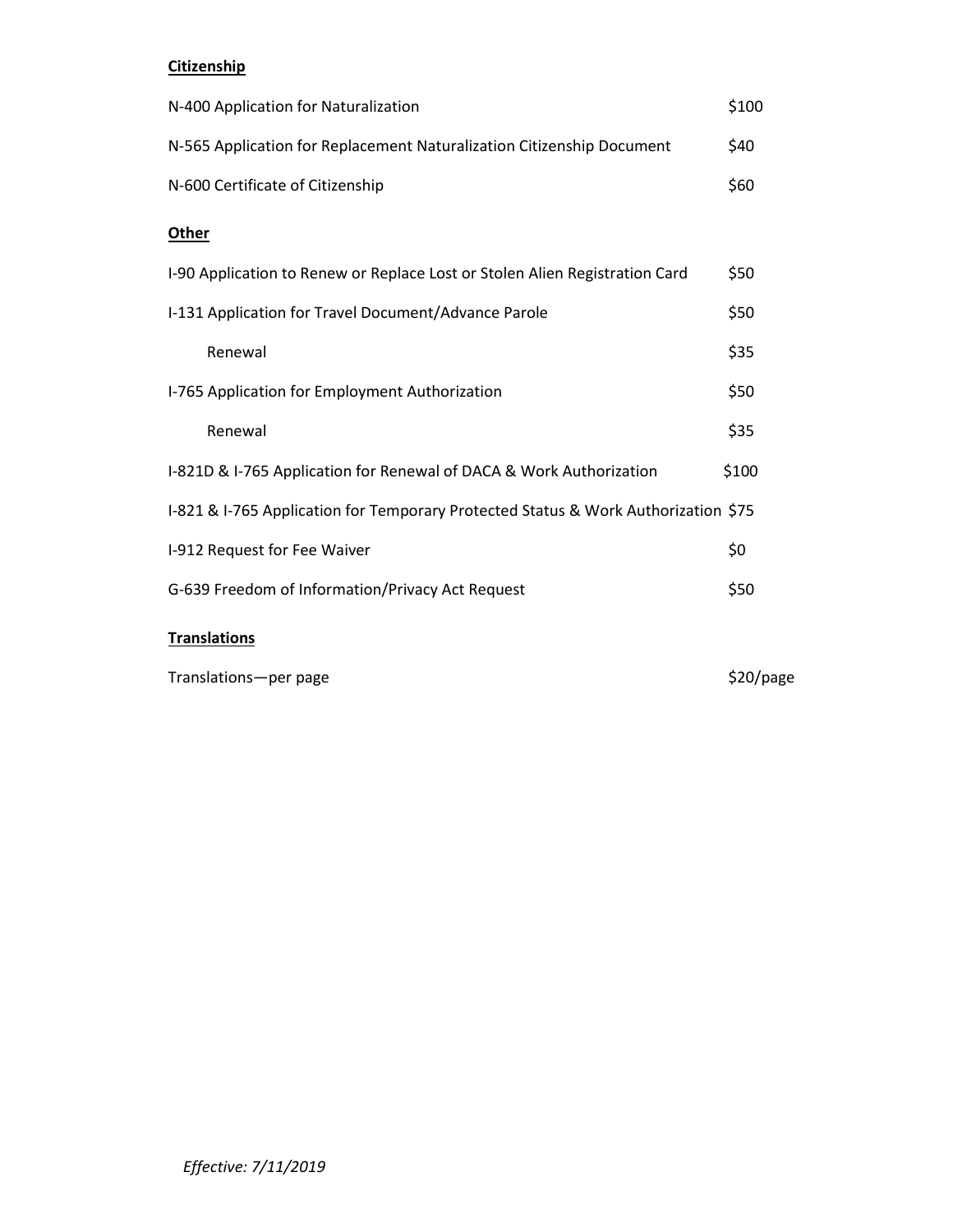**Citizenship**

| | |
|---|---|
| N-400 Application for Naturalization | \$100 |
| N-565 Application for Replacement Naturalization Citizenship Document | \$40 |
| N-600 Certificate of Citizenship | \$60 |

**Other**

| | |
|---|---|
| I-90 Application to Renew or Replace Lost or Stolen Alien Registration Card | \$50 |
| I-131 Application for Travel Document/Advance Parole | \$50 |
| Renewal | \$35 |
| I-765 Application for Employment Authorization | \$50 |
| Renewal | \$35 |
| I-821D & I-765 Application for Renewal of DACA & Work Authorization | \$100 |
| I-821 & I-765 Application for Temporary Protected Status & Work Authorization | \$75 |
| I-912 Request for Fee Waiver | \$0 |
| G-639 Freedom of Information/Privacy Act Request | \$50 |

**Translations**

| | |
|---|---|
| Translations—per page | \$20/page |

*Effective: 7/11/2019*